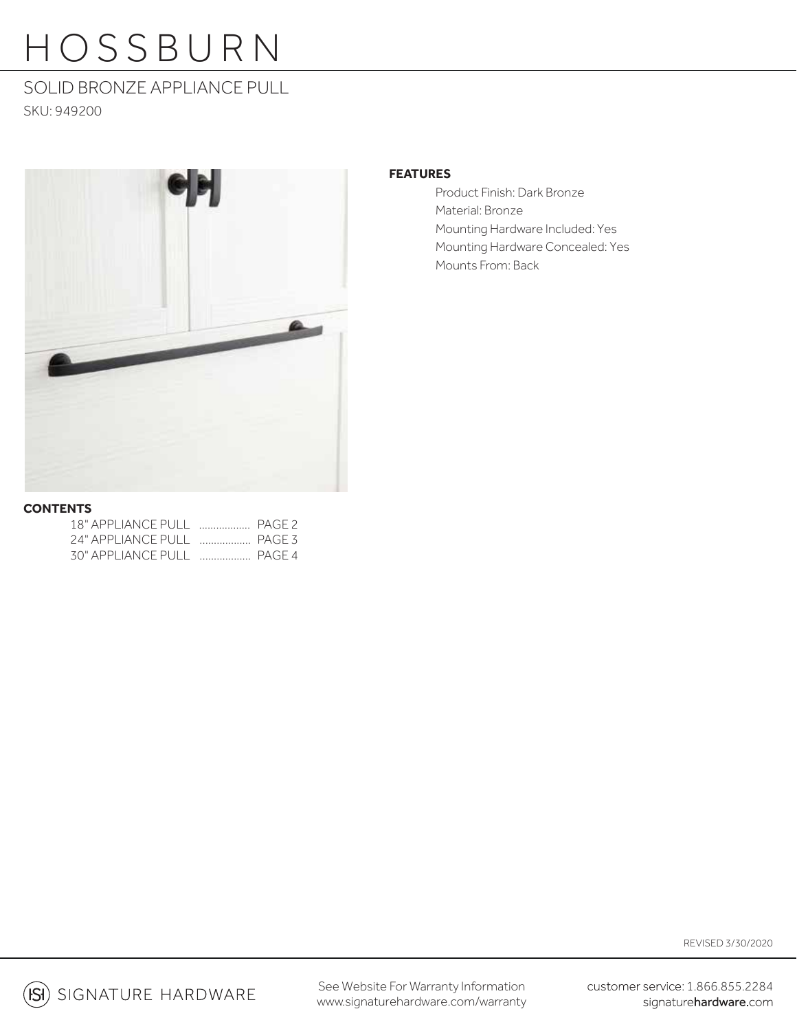# HOSSBURN

## SOLID BRONZE APPLIANCE PULL

SKU: 949200

**FEATURES**

- Product Finish: Dark Bronze
- Material: Bronze
- Mounting Hardware Included: Yes
- Mounting Hardware Concealed: Yes
- Mounts From: Back

**CONTENTS**

| | |
|---|---|
| 18" APPLIANCE PULL | PAGE 2 |
| 24" APPLIANCE PULL | PAGE 3 |
| 30" APPLIANCE PULL | PAGE 4 |

REVISED 3/30/2020

SIGNATURE HARDWARE

See Website For Warranty Information
www.signaturehardware.com/warranty

customer service: 1.866.855.2284
signaturehardware.com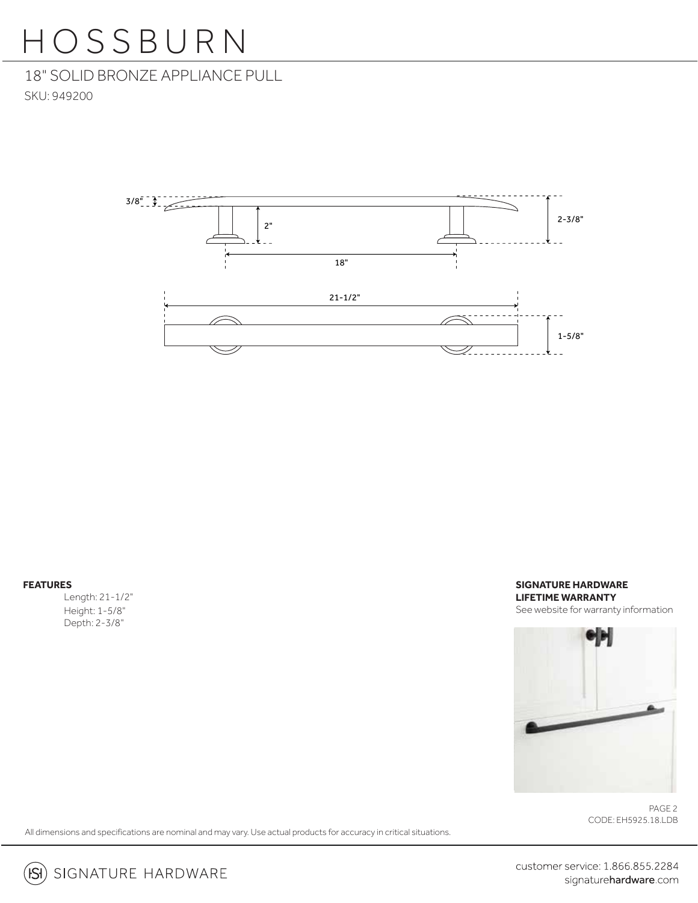# HOSSBURN

## 18" SOLID BRONZE APPLIANCE PULL

SKU: 949200

3/8"

2"

2-3/8"

18"

21-1/2"

1-5/8"

**FEATURES**

Length: 21-1/2"
Height: 1-5/8"
Depth: 2-3/8"

**SIGNATURE HARDWARE LIFETIME WARRANTY**

See website for warranty information

CODE: EH5925.18.LDB

All dimensions and specifications are nominal and may vary. Use actual products for accuracy in critical situations.

SIGNATURE HARDWARE

customer service: 1.866.855.2284
signaturehardware.com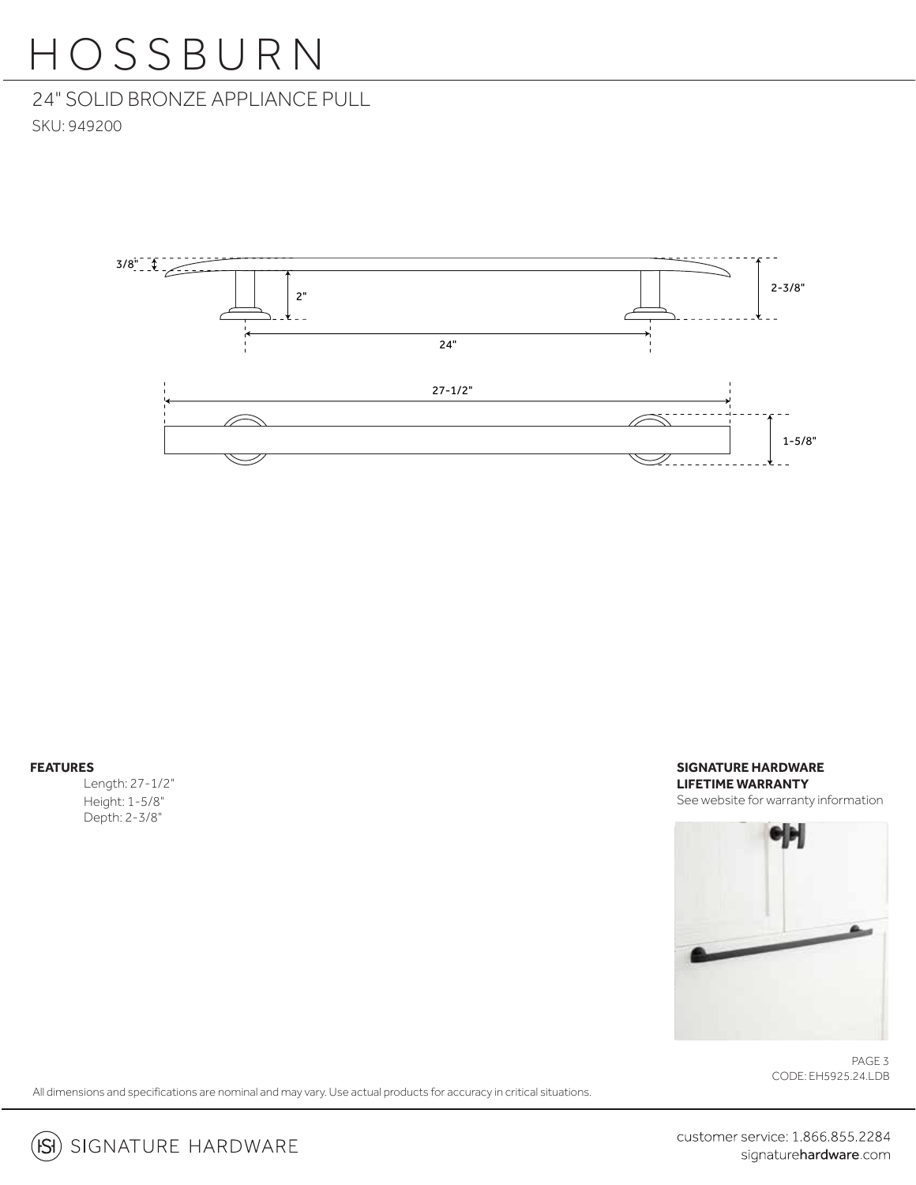# HOSSBURN

## 24" SOLID BRONZE APPLIANCE PULL

SKU: 949200

3/8"

2"

2-3/8"

24"

27-1/2"

1-5/8"

**FEATURES**

Length: 27-1/2"
Height: 1-5/8"
Depth: 2-3/8"

**SIGNATURE HARDWARE LIFETIME WARRANTY**

See website for warranty information

CODE: EH5925.24.LDB

All dimensions and specifications are nominal and may vary. Use actual products for accuracy in critical situations.

SIGNATURE HARDWARE

customer service: 1.866.855.2284
signaturehardware.com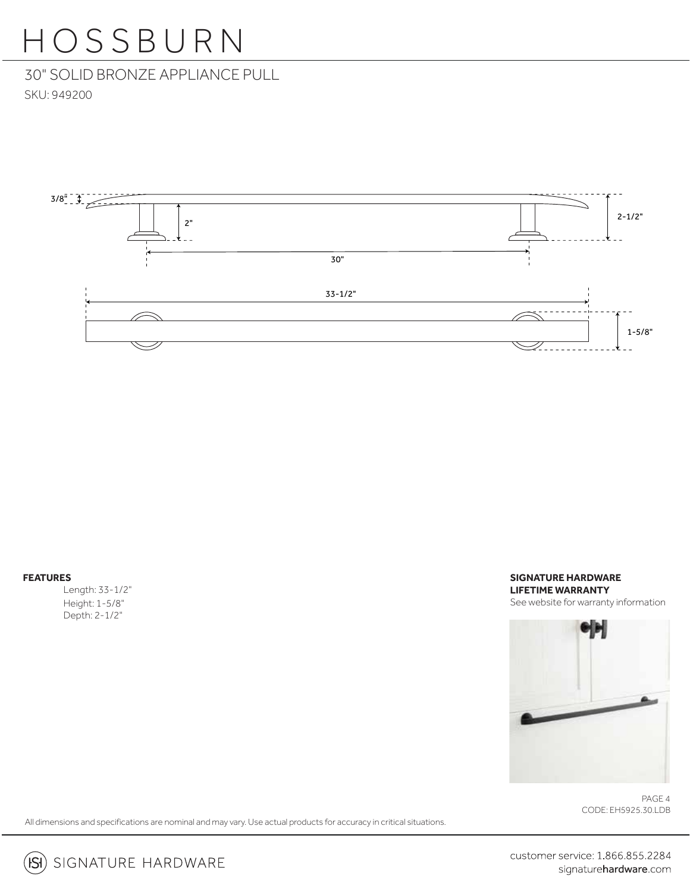# HOSSBURN

## 30" SOLID BRONZE APPLIANCE PULL

SKU: 949200

3/8"

2"

2-1/2"

30"

33-1/2"

1-5/8"

**FEATURES**

Length: 33-1/2"
Height: 1-5/8"
Depth: 2-1/2"

**SIGNATURE HARDWARE LIFETIME WARRANTY**

See website for warranty information

CODE: EH5925.30.LDB

All dimensions and specifications are nominal and may vary. Use actual products for accuracy in critical situations.

SIGNATURE HARDWARE

customer service: 1.866.855.2284
signaturehardware.com